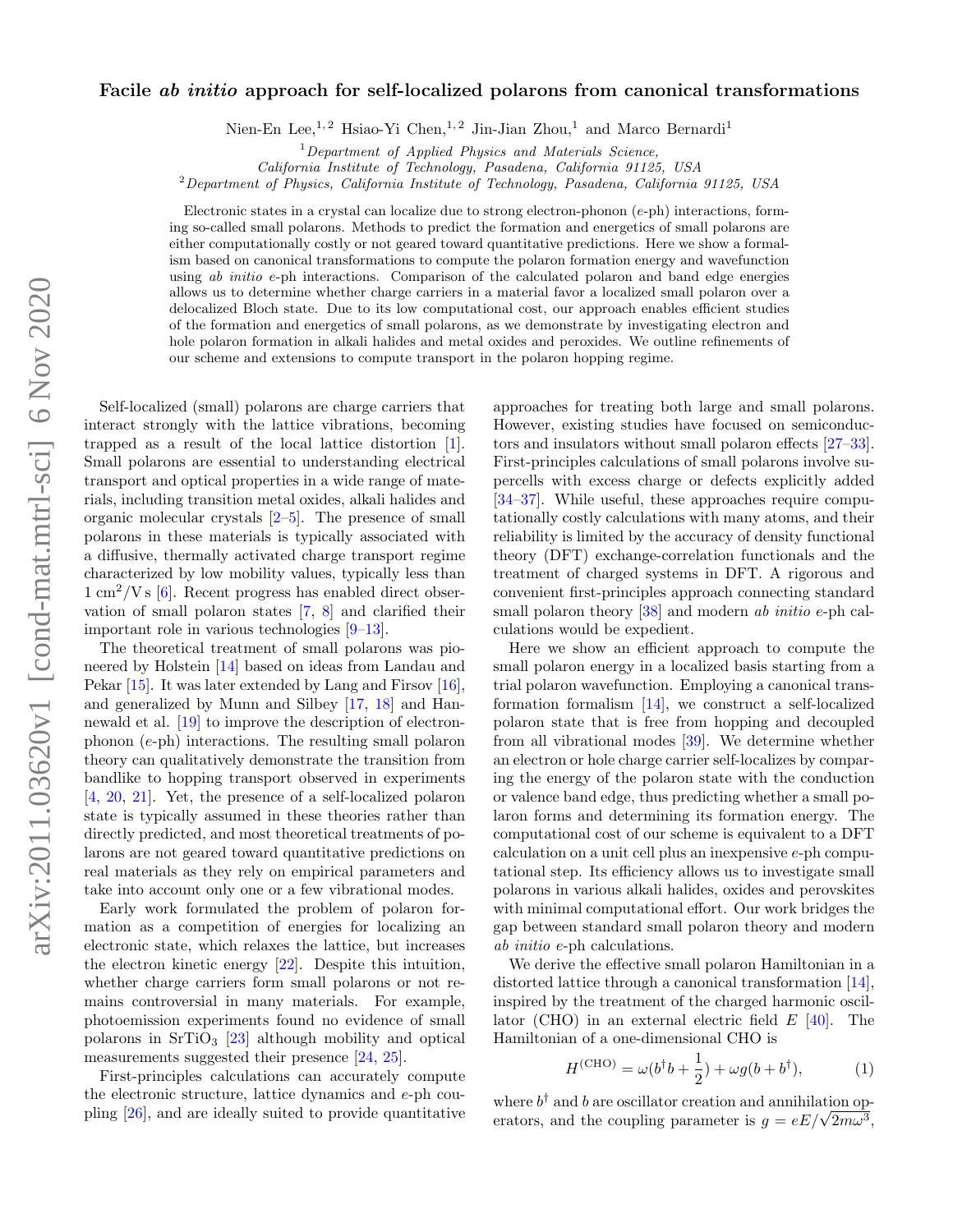# Facile *ab initio* approach for self-localized polarons from canonical transformations

Nien-En Lee,[1,2] Hsiao-Yi Chen,[1,2] Jin-Jian Zhou,[1] and Marco Bernardi[1]

[1] *Department of Applied Physics and Materials Science, California Institute of Technology, Pasadena, California 91125, USA*
[2] *Department of Physics, California Institute of Technology, Pasadena, California 91125, USA*

Electronic states in a crystal can localize due to strong electron-phonon (*e*-ph) interactions, forming so-called small polarons. Methods to predict the formation and energetics of small polarons are either computationally costly or not geared toward quantitative predictions. Here we show a formalism based on canonical transformations to compute the polaron formation energy and wavefunction using *ab initio* *e*-ph interactions. Comparison of the calculated polaron and band edge energies allows us to determine whether charge carriers in a material favor a localized small polaron over a delocalized Bloch state. Due to its low computational cost, our approach enables efficient studies of the formation and energetics of small polarons, as we demonstrate by investigating electron and hole polaron formation in alkali halides and metal oxides and peroxides. We outline refinements of our scheme and extensions to compute transport in the polaron hopping regime.

Self-localized (small) polarons are charge carriers that interact strongly with the lattice vibrations, becoming trapped as a result of the local lattice distortion [1]. Small polarons are essential to understanding electrical transport and optical properties in a wide range of materials, including transition metal oxides, alkali halides and organic molecular crystals [2–5]. The presence of small polarons in these materials is typically associated with a diffusive, thermally activated charge transport regime characterized by low mobility values, typically less than $1\ \mathrm{cm^2/V\,s}$ [6]. Recent progress has enabled direct observation of small polaron states [7, 8] and clarified their important role in various technologies [9–13].

The theoretical treatment of small polarons was pioneered by Holstein [14] based on ideas from Landau and Pekar [15]. It was later extended by Lang and Firsov [16], and generalized by Munn and Silbey [17, 18] and Hannewald et al. [19] to improve the description of electron-phonon (*e*-ph) interactions. The resulting small polaron theory can qualitatively demonstrate the transition from bandlike to hopping transport observed in experiments [4, 20, 21]. Yet, the presence of a self-localized polaron state is typically assumed in these theories rather than directly predicted, and most theoretical treatments of polarons are not geared toward quantitative predictions on real materials as they rely on empirical parameters and take into account only one or a few vibrational modes.

Early work formulated the problem of polaron formation as a competition of energies for localizing an electronic state, which relaxes the lattice, but increases the electron kinetic energy [22]. Despite this intuition, whether charge carriers form small polarons or not remains controversial in many materials. For example, photoemission experiments found no evidence of small polarons in $SrTiO_3$ [23] although mobility and optical measurements suggested their presence [24, 25].

First-principles calculations can accurately compute the electronic structure, lattice dynamics and *e*-ph coupling [26], and are ideally suited to provide quantitative approaches for treating both large and small polarons. However, existing studies have focused on semiconductors and insulators without small polaron effects [27–33]. First-principles calculations of small polarons involve supercells with excess charge or defects explicitly added [34–37]. While useful, these approaches require computationally costly calculations with many atoms, and their reliability is limited by the accuracy of density functional theory (DFT) exchange-correlation functionals and the treatment of charged systems in DFT. A rigorous and convenient first-principles approach connecting standard small polaron theory [38] and modern *ab initio* *e*-ph calculations would be expedient.

Here we show an efficient approach to compute the small polaron energy in a localized basis starting from a trial polaron wavefunction. Employing a canonical transformation formalism [14], we construct a self-localized polaron state that is free from hopping and decoupled from all vibrational modes [39]. We determine whether an electron or hole charge carrier self-localizes by comparing the energy of the polaron state with the conduction or valence band edge, thus predicting whether a small polaron forms and determining its formation energy. The computational cost of our scheme is equivalent to a DFT calculation on a unit cell plus an inexpensive *e*-ph computational step. Its efficiency allows us to investigate small polarons in various alkali halides, oxides and perovskites with minimal computational effort. Our work bridges the gap between standard small polaron theory and modern *ab initio* *e*-ph calculations.

We derive the effective small polaron Hamiltonian in a distorted lattice through a canonical transformation [14], inspired by the treatment of the charged harmonic oscillator (CHO) in an external electric field $E$ [40]. The Hamiltonian of a one-dimensional CHO is

$$H^{(\mathrm{CHO})} = \omega(b^\dagger b + \frac{1}{2}) + \omega g(b + b^\dagger), \tag{1}$$

where $b^\dagger$ and $b$ are oscillator creation and annihilation operators, and the coupling parameter is $g = eE/\sqrt{2m\omega^3}$,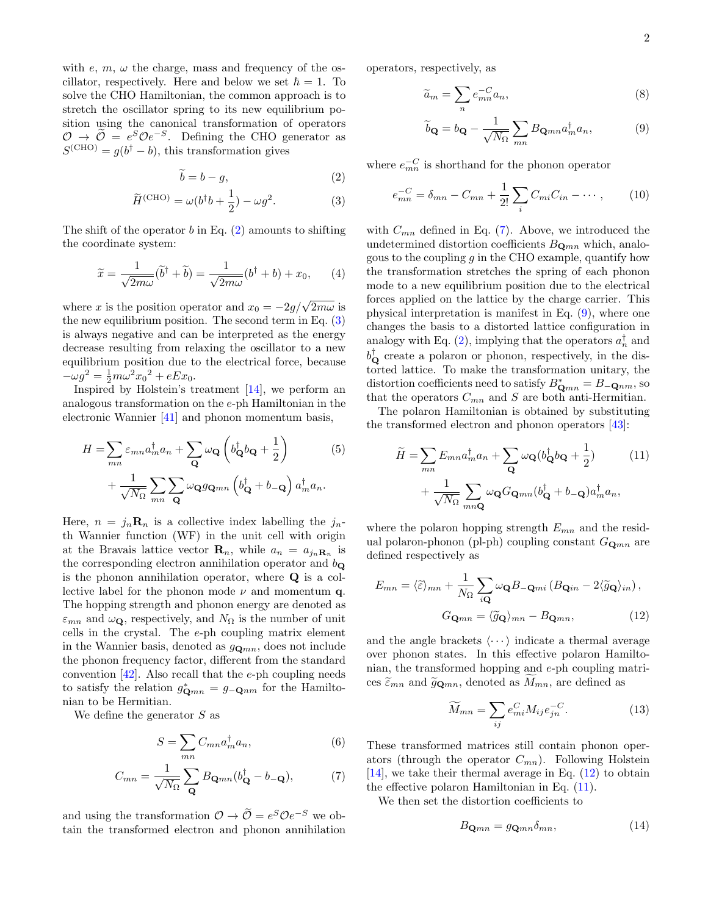with $e$, $m$, $\omega$ the charge, mass and frequency of the oscillator, respectively. Here and below we set $\hbar = 1$. To solve the CHO Hamiltonian, the common approach is to stretch the oscillator spring to its new equilibrium position using the canonical transformation of operators $\mathcal{O} \to \widetilde{\mathcal{O}} = e^{S}\mathcal{O}e^{-S}$. Defining the CHO generator as $S^{(\mathrm{CHO})} = g(b^\dagger - b)$, this transformation gives

$$\widetilde{b} = b - g, \tag{2}$$

$$\widetilde{H}^{(\mathrm{CHO})} = \omega(b^\dagger b + \frac{1}{2}) - \omega g^2. \tag{3}$$

The shift of the operator $b$ in Eq. (2) amounts to shifting the coordinate system:

$$\widetilde{x} = \frac{1}{\sqrt{2m\omega}}(\widetilde{b}^\dagger + \widetilde{b}) = \frac{1}{\sqrt{2m\omega}}(b^\dagger + b) + x_0, \tag{4}$$

where $x$ is the position operator and $x_0 = -2g/\sqrt{2m\omega}$ is the new equilibrium position. The second term in Eq. (3) is always negative and can be interpreted as the energy decrease resulting from relaxing the oscillator to a new equilibrium position due to the electrical force, because $-\omega g^2 = \frac{1}{2}m\omega^2 {x_0}^2 + eEx_0$.

Inspired by Holstein's treatment [14], we perform an analogous transformation on the $e$-ph Hamiltonian in the electronic Wannier [41] and phonon momentum basis,

$$\begin{aligned} H =& \sum_{mn} \varepsilon_{mn} a_m^\dagger a_n + \sum_{\mathbf{Q}} \omega_{\mathbf{Q}} \left( b_{\mathbf{Q}}^\dagger b_{\mathbf{Q}} + \frac{1}{2} \right) \\ &+ \frac{1}{\sqrt{N_\Omega}} \sum_{mn} \sum_{\mathbf{Q}} \omega_{\mathbf{Q}} g_{\mathbf{Q}mn} \left( b_{\mathbf{Q}}^\dagger + b_{-\mathbf{Q}} \right) a_m^\dagger a_n. \end{aligned} \tag{5}$$

Here, $n = j_n \mathbf{R}_n$ is a collective index labelling the $j_n$-th Wannier function (WF) in the unit cell with origin at the Bravais lattice vector $\mathbf{R}_n$, while $a_n = a_{j_n \mathbf{R}_n}$ is the corresponding electron annihilation operator and $b_{\mathbf{Q}}$ is the phonon annihilation operator, where $\mathbf{Q}$ is a collective label for the phonon mode $\nu$ and momentum $\mathbf{q}$. The hopping strength and phonon energy are denoted as $\varepsilon_{mn}$ and $\omega_{\mathbf{Q}}$, respectively, and $N_\Omega$ is the number of unit cells in the crystal. The $e$-ph coupling matrix element in the Wannier basis, denoted as $g_{\mathbf{Q}mn}$, does not include the phonon frequency factor, different from the standard convention [42]. Also recall that the $e$-ph coupling needs to satisfy the relation $g^*_{\mathbf{Q}mn} = g_{-\mathbf{Q}nm}$ for the Hamiltonian to be Hermitian.

We define the generator $S$ as

$$S = \sum_{mn} C_{mn} a_m^\dagger a_n, \tag{6}$$

$$C_{mn} = \frac{1}{\sqrt{N_\Omega}} \sum_{\mathbf{Q}} B_{\mathbf{Q}mn} (b_{\mathbf{Q}}^\dagger - b_{-\mathbf{Q}}), \tag{7}$$

and using the transformation $\mathcal{O} \to \widetilde{\mathcal{O}} = e^{S}\mathcal{O}e^{-S}$ we obtain the transformed electron and phonon annihilation operators, respectively, as

$$\widetilde{a}_m = \sum_n e^{-C}_{mn} a_n, \tag{8}$$

$$\widetilde{b}_{\mathbf{Q}} = b_{\mathbf{Q}} - \frac{1}{\sqrt{N_\Omega}} \sum_{mn} B_{\mathbf{Q}mn} a_m^\dagger a_n, \tag{9}$$

where $e^{-C}_{mn}$ is shorthand for the phonon operator

$$e^{-C}_{mn} = \delta_{mn} - C_{mn} + \frac{1}{2!} \sum_i C_{mi} C_{in} - \cdots, \tag{10}$$

with $C_{mn}$ defined in Eq. (7). Above, we introduced the undetermined distortion coefficients $B_{\mathbf{Q}mn}$ which, analogous to the coupling $g$ in the CHO example, quantify how the transformation stretches the spring of each phonon mode to a new equilibrium position due to the electrical forces applied on the lattice by the charge carrier. This physical interpretation is manifest in Eq. (9), where one changes the basis to a distorted lattice configuration in analogy with Eq. (2), implying that the operators $a_n^\dagger$ and $b_{\mathbf{Q}}^\dagger$ create a polaron or phonon, respectively, in the distorted lattice. To make the transformation unitary, the distortion coefficients need to satisfy $B^*_{\mathbf{Q}mn} = B_{-\mathbf{Q}nm}$, so that the operators $C_{mn}$ and $S$ are both anti-Hermitian.

The polaron Hamiltonian is obtained by substituting the transformed electron and phonon operators [43]:

$$\begin{aligned} \widetilde{H} =& \sum_{mn} E_{mn} a_m^\dagger a_n + \sum_{\mathbf{Q}} \omega_{\mathbf{Q}} (b_{\mathbf{Q}}^\dagger b_{\mathbf{Q}} + \frac{1}{2}) \\ &+ \frac{1}{\sqrt{N_\Omega}} \sum_{mn\mathbf{Q}} \omega_{\mathbf{Q}} G_{\mathbf{Q}mn} (b_{\mathbf{Q}}^\dagger + b_{-\mathbf{Q}}) a_m^\dagger a_n, \end{aligned} \tag{11}$$

where the polaron hopping strength $E_{mn}$ and the residual polaron-phonon (pl-ph) coupling constant $G_{\mathbf{Q}mn}$ are defined respectively as

$$\begin{aligned} E_{mn} &= \langle \widetilde{\varepsilon} \rangle_{mn} + \frac{1}{N_\Omega} \sum_{i\mathbf{Q}} \omega_{\mathbf{Q}} B_{-\mathbf{Q}mi} \left( B_{\mathbf{Q}in} - 2 \langle \widetilde{g}_{\mathbf{Q}} \rangle_{in} \right), \\ G_{\mathbf{Q}mn} &= \langle \widetilde{g}_{\mathbf{Q}} \rangle_{mn} - B_{\mathbf{Q}mn}, \end{aligned} \tag{12}$$

and the angle brackets $\langle \cdots \rangle$ indicate a thermal average over phonon states. In this effective polaron Hamiltonian, the transformed hopping and $e$-ph coupling matrices $\widetilde{\varepsilon}_{mn}$ and $\widetilde{g}_{\mathbf{Q}mn}$, denoted as $\widetilde{M}_{mn}$, are defined as

$$\widetilde{M}_{mn} = \sum_{ij} e^{C}_{mi} M_{ij} e^{-C}_{jn}. \tag{13}$$

These transformed matrices still contain phonon operators (through the operator $C_{mn}$). Following Holstein [14], we take their thermal average in Eq. (12) to obtain the effective polaron Hamiltonian in Eq. (11).

We then set the distortion coefficients to

$$B_{\mathbf{Q}mn} = g_{\mathbf{Q}mn} \delta_{mn}, \tag{14}$$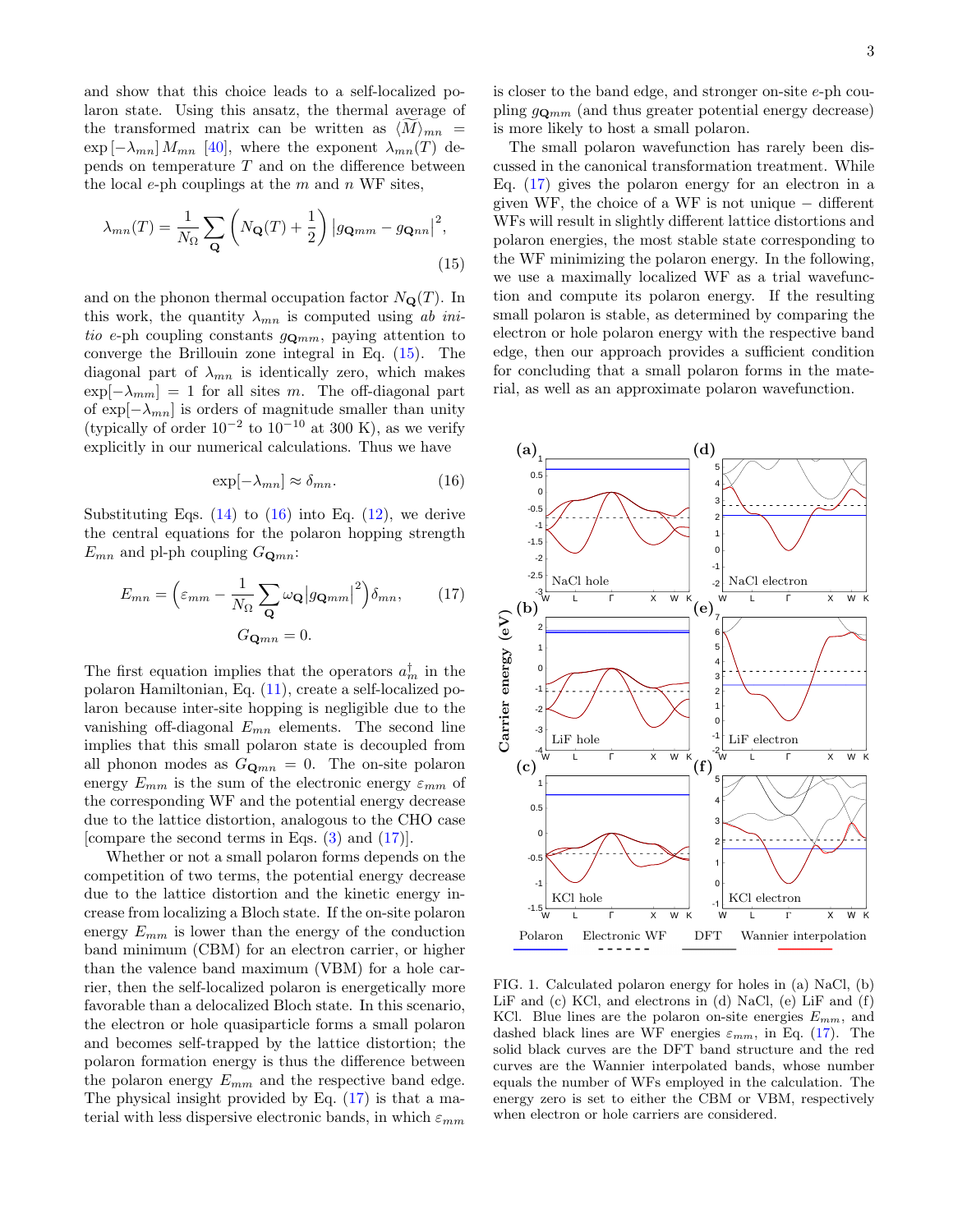and show that this choice leads to a self-localized polaron state. Using this ansatz, the thermal average of the transformed matrix can be written as $\langle \widetilde{M} \rangle_{mn} = \exp\left[-\lambda_{mn}\right] M_{mn}$ [40], where the exponent $\lambda_{mn}(T)$ depends on temperature $T$ and on the difference between the local $e$-ph couplings at the $m$ and $n$ WF sites,

$$\lambda_{mn}(T) = \frac{1}{N_\Omega} \sum_{\mathbf{Q}} \left( N_{\mathbf{Q}}(T) + \frac{1}{2} \right) \left| g_{\mathbf{Q}mm} - g_{\mathbf{Q}nn} \right|^2, \tag{15}$$

and on the phonon thermal occupation factor $N_{\mathbf{Q}}(T)$. In this work, the quantity $\lambda_{mn}$ is computed using *ab initio* $e$-ph coupling constants $g_{\mathbf{Q}mm}$, paying attention to converge the Brillouin zone integral in Eq. (15). The diagonal part of $\lambda_{mn}$ is identically zero, which makes $\exp[-\lambda_{mm}] = 1$ for all sites $m$. The off-diagonal part of $\exp[-\lambda_{mn}]$ is orders of magnitude smaller than unity (typically of order $10^{-2}$ to $10^{-10}$ at 300 K), as we verify explicitly in our numerical calculations. Thus we have

$$\exp[-\lambda_{mn}] \approx \delta_{mn}. \tag{16}$$

Substituting Eqs. (14) to (16) into Eq. (12), we derive the central equations for the polaron hopping strength $E_{mn}$ and pl-ph coupling $G_{\mathbf{Q}mn}$:

$$E_{mn} = \Big( \varepsilon_{mm} - \frac{1}{N_\Omega} \sum_{\mathbf{Q}} \omega_{\mathbf{Q}} \left| g_{\mathbf{Q}mm} \right|^2 \Big) \delta_{mn}, \tag{17}$$
$$G_{\mathbf{Q}mn} = 0.$$

The first equation implies that the operators $a_m^\dagger$ in the polaron Hamiltonian, Eq. (11), create a self-localized polaron because inter-site hopping is negligible due to the vanishing off-diagonal $E_{mn}$ elements. The second line implies that this small polaron state is decoupled from all phonon modes as $G_{\mathbf{Q}mn} = 0$. The on-site polaron energy $E_{mm}$ is the sum of the electronic energy $\varepsilon_{mm}$ of the corresponding WF and the potential energy decrease due to the lattice distortion, analogous to the CHO case [compare the second terms in Eqs. (3) and (17)].

Whether or not a small polaron forms depends on the competition of two terms, the potential energy decrease due to the lattice distortion and the kinetic energy increase from localizing a Bloch state. If the on-site polaron energy $E_{mm}$ is lower than the energy of the conduction band minimum (CBM) for an electron carrier, or higher than the valence band maximum (VBM) for a hole carrier, then the self-localized polaron is energetically more favorable than a delocalized Bloch state. In this scenario, the electron or hole quasiparticle forms a small polaron and becomes self-trapped by the lattice distortion; the polaron formation energy is thus the difference between the polaron energy $E_{mm}$ and the respective band edge. The physical insight provided by Eq. (17) is that a material with less dispersive electronic bands, in which $\varepsilon_{mm}$ is closer to the band edge, and stronger on-site $e$-ph coupling $g_{\mathbf{Q}mm}$ (and thus greater potential energy decrease) is more likely to host a small polaron.

The small polaron wavefunction has rarely been discussed in the canonical transformation treatment. While Eq. (17) gives the polaron energy for an electron in a given WF, the choice of a WF is not unique − different WFs will result in slightly different lattice distortions and polaron energies, the most stable state corresponding to the WF minimizing the polaron energy. In the following, we use a maximally localized WF as a trial wavefunction and compute its polaron energy. If the resulting small polaron is stable, as determined by comparing the electron or hole polaron energy with the respective band edge, then our approach provides a sufficient condition for concluding that a small polaron forms in the material, as well as an approximate polaron wavefunction.

FIG. 1. Calculated polaron energy for holes in (a) NaCl, (b) LiF and (c) KCl, and electrons in (d) NaCl, (e) LiF and (f) KCl. Blue lines are the polaron on-site energies $E_{mm}$, and dashed black lines are WF energies $\varepsilon_{mm}$, in Eq. (17). The solid black curves are the DFT band structure and the red curves are the Wannier interpolated bands, whose number equals the number of WFs employed in the calculation. The energy zero is set to either the CBM or VBM, respectively when electron or hole carriers are considered.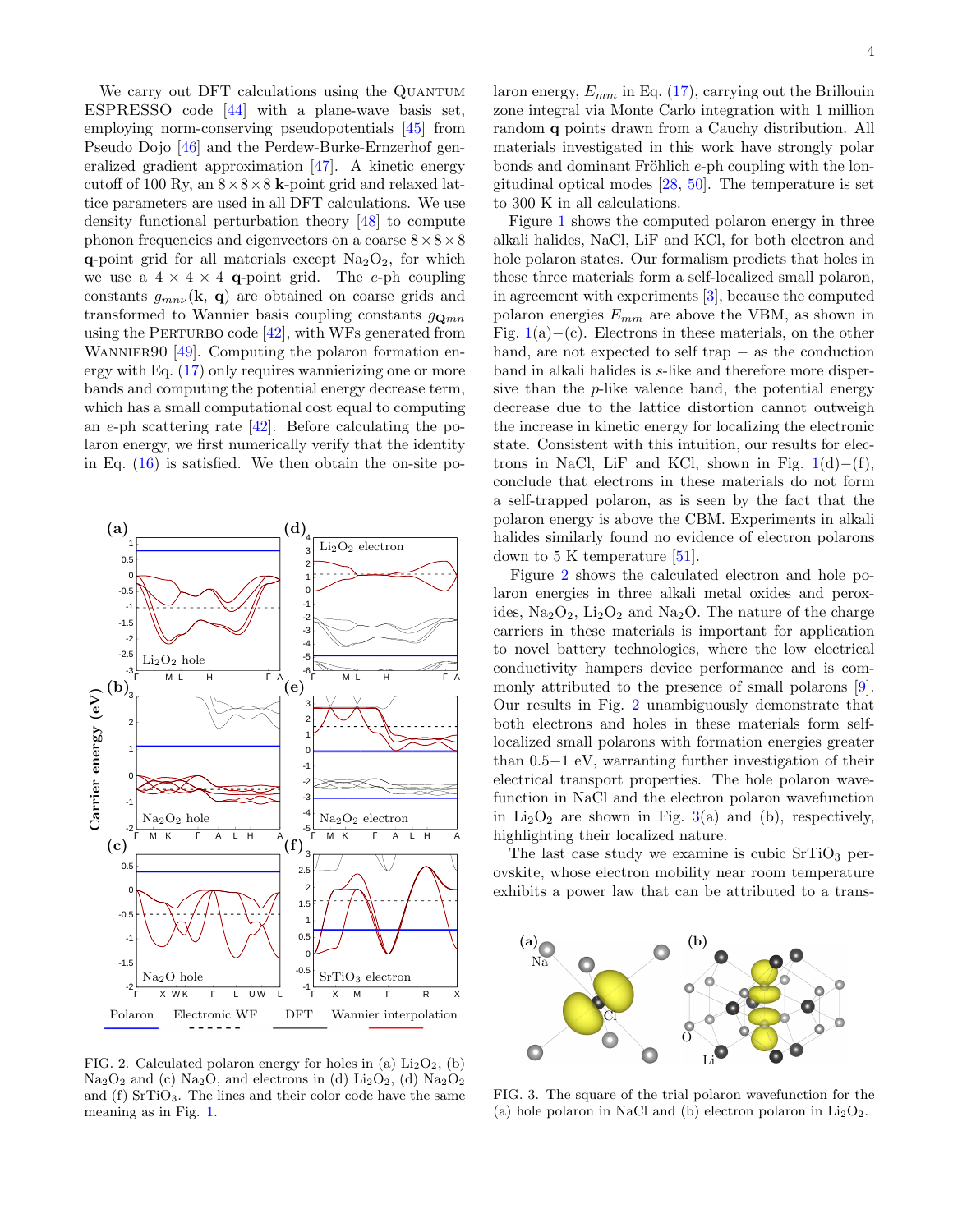We carry out DFT calculations using the Quantum ESPRESSO code [44] with a plane-wave basis set, employing norm-conserving pseudopotentials [45] from Pseudo Dojo [46] and the Perdew-Burke-Ernzerhof generalized gradient approximation [47]. A kinetic energy cutoff of 100 Ry, an $8\times8\times8$ **k**-point grid and relaxed lattice parameters are used in all DFT calculations. We use density functional perturbation theory [48] to compute phonon frequencies and eigenvectors on a coarse $8\times8\times8$ **q**-point grid for all materials except $Na_2O_2$, for which we use a $4\times4\times4$ **q**-point grid. The $e$-ph coupling constants $g_{mn\nu}(\mathbf{k},\mathbf{q})$ are obtained on coarse grids and transformed to Wannier basis coupling constants $g_{\mathbf{Q}mn}$ using the Perturbo code [42], with WFs generated from Wannier90 [49]. Computing the polaron formation energy with Eq. (17) only requires wannierizing one or more bands and computing the potential energy decrease term, which has a small computational cost equal to computing an $e$-ph scattering rate [42]. Before calculating the polaron energy, we first numerically verify that the identity in Eq. (16) is satisfied. We then obtain the on-site polaron energy, $E_{mm}$ in Eq. (17), carrying out the Brillouin zone integral via Monte Carlo integration with 1 million random **q** points drawn from a Cauchy distribution. All materials investigated in this work have strongly polar bonds and dominant Fröhlich $e$-ph coupling with the longitudinal optical modes [28, 50]. The temperature is set to 300 K in all calculations.

Figure 1 shows the computed polaron energy in three alkali halides, NaCl, LiF and KCl, for both electron and hole polaron states. Our formalism predicts that holes in these three materials form a self-localized small polaron, in agreement with experiments [3], because the computed polaron energies $E_{mm}$ are above the VBM, as shown in Fig. 1(a)−(c). Electrons in these materials, on the other hand, are not expected to self trap − as the conduction band in alkali halides is $s$-like and therefore more dispersive than the $p$-like valence band, the potential energy decrease due to the lattice distortion cannot outweigh the increase in kinetic energy for localizing the electronic state. Consistent with this intuition, our results for electrons in NaCl, LiF and KCl, shown in Fig. 1(d)−(f), conclude that electrons in these materials do not form a self-trapped polaron, as is seen by the fact that the polaron energy is above the CBM. Experiments in alkali halides similarly found no evidence of electron polarons down to 5 K temperature [51].

Figure 2 shows the calculated electron and hole polaron energies in three alkali metal oxides and peroxides, $Na_2O_2$, $Li_2O_2$ and $Na_2O$. The nature of the charge carriers in these materials is important for application to novel battery technologies, where the low electrical conductivity hampers device performance and is commonly attributed to the presence of small polarons [9]. Our results in Fig. 2 unambiguously demonstrate that both electrons and holes in these materials form self-localized small polarons with formation energies greater than 0.5−1 eV, warranting further investigation of their electrical transport properties. The hole polaron wavefunction in NaCl and the electron polaron wavefunction in $Li_2O_2$ are shown in Fig. 3(a) and (b), respectively, highlighting their localized nature.

The last case study we examine is cubic $SrTiO_3$ perovskite, whose electron mobility near room temperature exhibits a power law that can be attributed to a trans-

FIG. 2. Calculated polaron energy for holes in (a) $Li_2O_2$, (b) $Na_2O_2$ and (c) $Na_2O$, and electrons in (d) $Li_2O_2$, (d) $Na_2O_2$ and (f) $SrTiO_3$. The lines and their color code have the same meaning as in Fig. 1.

FIG. 3. The square of the trial polaron wavefunction for the (a) hole polaron in NaCl and (b) electron polaron in $Li_2O_2$.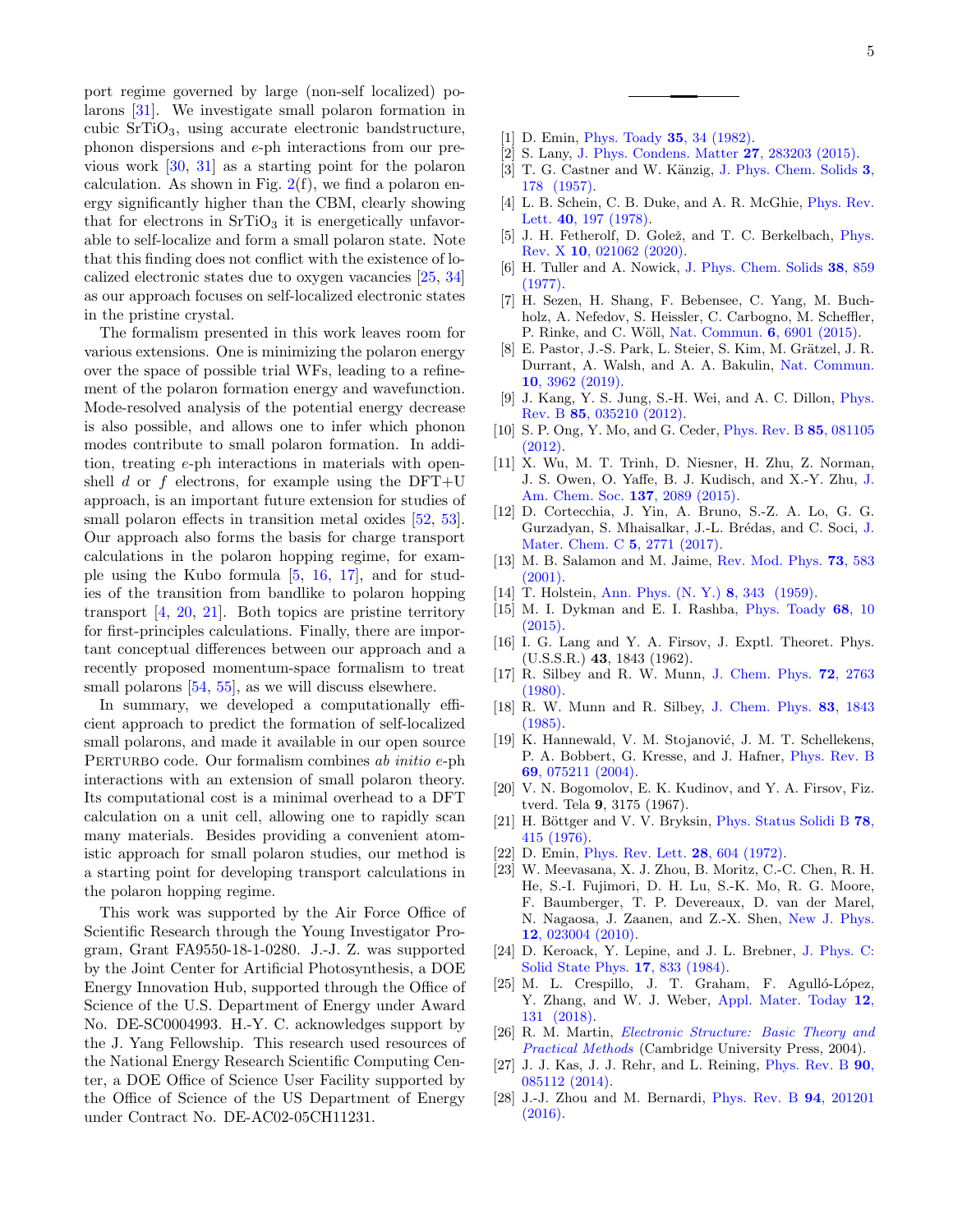port regime governed by large (non-self localized) polarons [31]. We investigate small polaron formation in cubic $SrTiO_3$, using accurate electronic bandstructure, phonon dispersions and *e*-ph interactions from our previous work [30, 31] as a starting point for the polaron calculation. As shown in Fig. 2(f), we find a polaron energy significantly higher than the CBM, clearly showing that for electrons in $SrTiO_3$ it is energetically unfavorable to self-localize and form a small polaron state. Note that this finding does not conflict with the existence of localized electronic states due to oxygen vacancies [25, 34] as our approach focuses on self-localized electronic states in the pristine crystal.

The formalism presented in this work leaves room for various extensions. One is minimizing the polaron energy over the space of possible trial WFs, leading to a refinement of the polaron formation energy and wavefunction. Mode-resolved analysis of the potential energy decrease is also possible, and allows one to infer which phonon modes contribute to small polaron formation. In addition, treating *e*-ph interactions in materials with open-shell *d* or *f* electrons, for example using the DFT+U approach, is an important future extension for studies of small polaron effects in transition metal oxides [52, 53]. Our approach also forms the basis for charge transport calculations in the polaron hopping regime, for example using the Kubo formula [5, 16, 17], and for studies of the transition from bandlike to polaron hopping transport [4, 20, 21]. Both topics are pristine territory for first-principles calculations. Finally, there are important conceptual differences between our approach and a recently proposed momentum-space formalism to treat small polarons [54, 55], as we will discuss elsewhere.

In summary, we developed a computationally efficient approach to predict the formation of self-localized small polarons, and made it available in our open source PERTURBO code. Our formalism combines *ab initio* *e*-ph interactions with an extension of small polaron theory. Its computational cost is a minimal overhead to a DFT calculation on a unit cell, allowing one to rapidly scan many materials. Besides providing a convenient atomistic approach for small polaron studies, our method is a starting point for developing transport calculations in the polaron hopping regime.

This work was supported by the Air Force Office of Scientific Research through the Young Investigator Program, Grant FA9550-18-1-0280. J.-J. Z. was supported by the Joint Center for Artificial Photosynthesis, a DOE Energy Innovation Hub, supported through the Office of Science of the U.S. Department of Energy under Award No. DE-SC0004993. H.-Y. C. acknowledges support by the J. Yang Fellowship. This research used resources of the National Energy Research Scientific Computing Center, a DOE Office of Science User Facility supported by the Office of Science of the US Department of Energy under Contract No. DE-AC02-05CH11231.

---

[1] D. Emin, Phys. Toady **35**, 34 (1982).
[2] S. Lany, J. Phys. Condens. Matter **27**, 283203 (2015).
[3] T. G. Castner and W. Känzig, J. Phys. Chem. Solids **3**, 178 (1957).
[4] L. B. Schein, C. B. Duke, and A. R. McGhie, Phys. Rev. Lett. **40**, 197 (1978).
[5] J. H. Fetherolf, D. Golež, and T. C. Berkelbach, Phys. Rev. X **10**, 021062 (2020).
[6] H. Tuller and A. Nowick, J. Phys. Chem. Solids **38**, 859 (1977).
[7] H. Sezen, H. Shang, F. Bebensee, C. Yang, M. Buchholz, A. Nefedov, S. Heissler, C. Carbogno, M. Scheffler, P. Rinke, and C. Wöll, Nat. Commun. **6**, 6901 (2015).
[8] E. Pastor, J.-S. Park, L. Steier, S. Kim, M. Grätzel, J. R. Durrant, A. Walsh, and A. A. Bakulin, Nat. Commun. **10**, 3962 (2019).
[9] J. Kang, Y. S. Jung, S.-H. Wei, and A. C. Dillon, Phys. Rev. B **85**, 035210 (2012).
[10] S. P. Ong, Y. Mo, and G. Ceder, Phys. Rev. B **85**, 081105 (2012).
[11] X. Wu, M. T. Trinh, D. Niesner, H. Zhu, Z. Norman, J. S. Owen, O. Yaffe, B. J. Kudisch, and X.-Y. Zhu, J. Am. Chem. Soc. **137**, 2089 (2015).
[12] D. Cortecchia, J. Yin, A. Bruno, S.-Z. A. Lo, G. G. Gurzadyan, S. Mhaisalkar, J.-L. Brédas, and C. Soci, J. Mater. Chem. C **5**, 2771 (2017).
[13] M. B. Salamon and M. Jaime, Rev. Mod. Phys. **73**, 583 (2001).
[14] T. Holstein, Ann. Phys. (N. Y.) **8**, 343 (1959).
[15] M. I. Dykman and E. I. Rashba, Phys. Toady **68**, 10 (2015).
[16] I. G. Lang and Y. A. Firsov, J. Exptl. Theoret. Phys. (U.S.S.R.) **43**, 1843 (1962).
[17] R. Silbey and R. W. Munn, J. Chem. Phys. **72**, 2763 (1980).
[18] R. W. Munn and R. Silbey, J. Chem. Phys. **83**, 1843 (1985).
[19] K. Hannewald, V. M. Stojanović, J. M. T. Schellekens, P. A. Bobbert, G. Kresse, and J. Hafner, Phys. Rev. B **69**, 075211 (2004).
[20] V. N. Bogomolov, E. K. Kudinov, and Y. A. Firsov, Fiz. tverd. Tela **9**, 3175 (1967).
[21] H. Böttger and V. V. Bryksin, Phys. Status Solidi B **78**, 415 (1976).
[22] D. Emin, Phys. Rev. Lett. **28**, 604 (1972).
[23] W. Meevasana, X. J. Zhou, B. Moritz, C.-C. Chen, R. H. He, S.-I. Fujimori, D. H. Lu, S.-K. Mo, R. G. Moore, F. Baumberger, T. P. Devereaux, D. van der Marel, N. Nagaosa, J. Zaanen, and Z.-X. Shen, New J. Phys. **12**, 023004 (2010).
[24] D. Keroack, Y. Lepine, and J. L. Brebner, J. Phys. C: Solid State Phys. **17**, 833 (1984).
[25] M. L. Crespillo, J. T. Graham, F. Agulló-López, Y. Zhang, and W. J. Weber, Appl. Mater. Today **12**, 131 (2018).
[26] R. M. Martin, *Electronic Structure: Basic Theory and Practical Methods* (Cambridge University Press, 2004).
[27] J. J. Kas, J. J. Rehr, and L. Reining, Phys. Rev. B **90**, 085112 (2014).
[28] J.-J. Zhou and M. Bernardi, Phys. Rev. B **94**, 201201 (2016).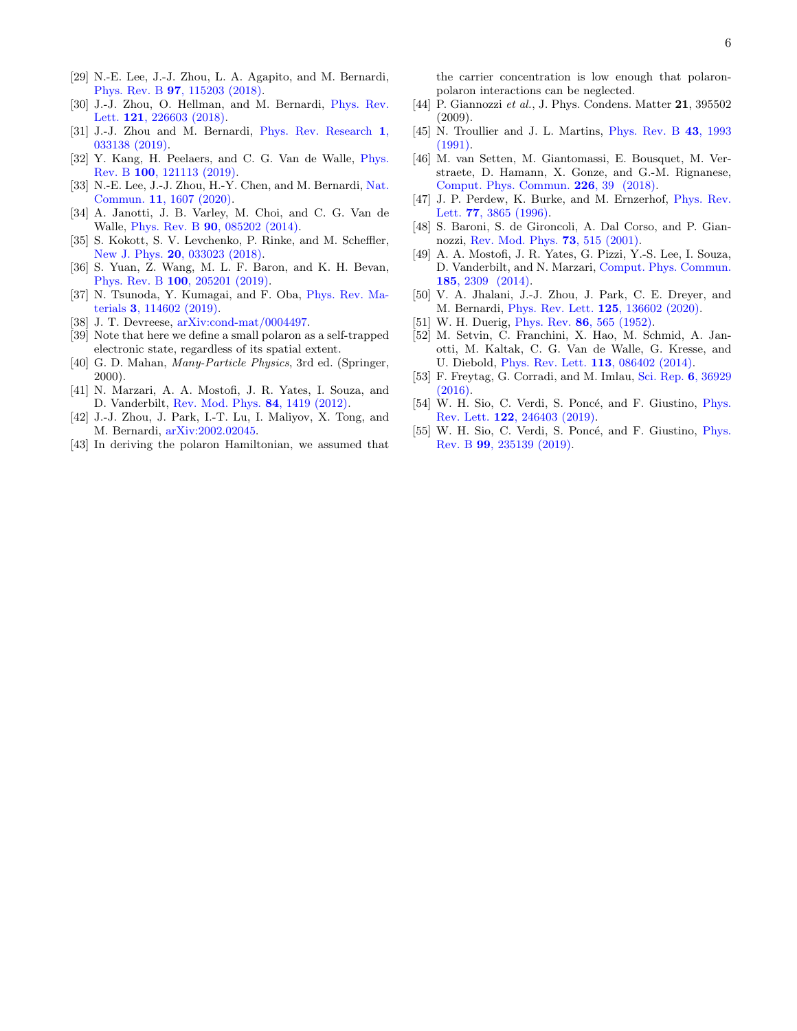- [29] N.-E. Lee, J.-J. Zhou, L. A. Agapito, and M. Bernardi, Phys. Rev. B **97**, 115203 (2018).
- [30] J.-J. Zhou, O. Hellman, and M. Bernardi, Phys. Rev. Lett. **121**, 226603 (2018).
- [31] J.-J. Zhou and M. Bernardi, Phys. Rev. Research **1**, 033138 (2019).
- [32] Y. Kang, H. Peelaers, and C. G. Van de Walle, Phys. Rev. B **100**, 121113 (2019).
- [33] N.-E. Lee, J.-J. Zhou, H.-Y. Chen, and M. Bernardi, Nat. Commun. **11**, 1607 (2020).
- [34] A. Janotti, J. B. Varley, M. Choi, and C. G. Van de Walle, Phys. Rev. B **90**, 085202 (2014).
- [35] S. Kokott, S. V. Levchenko, P. Rinke, and M. Scheffler, New J. Phys. **20**, 033023 (2018).
- [36] S. Yuan, Z. Wang, M. L. F. Baron, and K. H. Bevan, Phys. Rev. B **100**, 205201 (2019).
- [37] N. Tsunoda, Y. Kumagai, and F. Oba, Phys. Rev. Materials **3**, 114602 (2019).
- [38] J. T. Devreese, arXiv:cond-mat/0004497.
- [39] Note that here we define a small polaron as a self-trapped electronic state, regardless of its spatial extent.
- [40] G. D. Mahan, *Many-Particle Physics*, 3rd ed. (Springer, 2000).
- [41] N. Marzari, A. A. Mostofi, J. R. Yates, I. Souza, and D. Vanderbilt, Rev. Mod. Phys. **84**, 1419 (2012).
- [42] J.-J. Zhou, J. Park, I.-T. Lu, I. Maliyov, X. Tong, and M. Bernardi, arXiv:2002.02045.
- [43] In deriving the polaron Hamiltonian, we assumed that the carrier concentration is low enough that polaron-polaron interactions can be neglected.
- [44] P. Giannozzi *et al.*, J. Phys. Condens. Matter **21**, 395502 (2009).
- [45] N. Troullier and J. L. Martins, Phys. Rev. B **43**, 1993 (1991).
- [46] M. van Setten, M. Giantomassi, E. Bousquet, M. Verstraete, D. Hamann, X. Gonze, and G.-M. Rignanese, Comput. Phys. Commun. **226**, 39 (2018).
- [47] J. P. Perdew, K. Burke, and M. Ernzerhof, Phys. Rev. Lett. **77**, 3865 (1996).
- [48] S. Baroni, S. de Gironcoli, A. Dal Corso, and P. Giannozzi, Rev. Mod. Phys. **73**, 515 (2001).
- [49] A. A. Mostofi, J. R. Yates, G. Pizzi, Y.-S. Lee, I. Souza, D. Vanderbilt, and N. Marzari, Comput. Phys. Commun. **185**, 2309 (2014).
- [50] V. A. Jhalani, J.-J. Zhou, J. Park, C. E. Dreyer, and M. Bernardi, Phys. Rev. Lett. **125**, 136602 (2020).
- [51] W. H. Duerig, Phys. Rev. **86**, 565 (1952).
- [52] M. Setvin, C. Franchini, X. Hao, M. Schmid, A. Janotti, M. Kaltak, C. G. Van de Walle, G. Kresse, and U. Diebold, Phys. Rev. Lett. **113**, 086402 (2014).
- [53] F. Freytag, G. Corradi, and M. Imlau, Sci. Rep. **6**, 36929 (2016).
- [54] W. H. Sio, C. Verdi, S. Poncé, and F. Giustino, Phys. Rev. Lett. **122**, 246403 (2019).
- [55] W. H. Sio, C. Verdi, S. Poncé, and F. Giustino, Phys. Rev. B **99**, 235139 (2019).